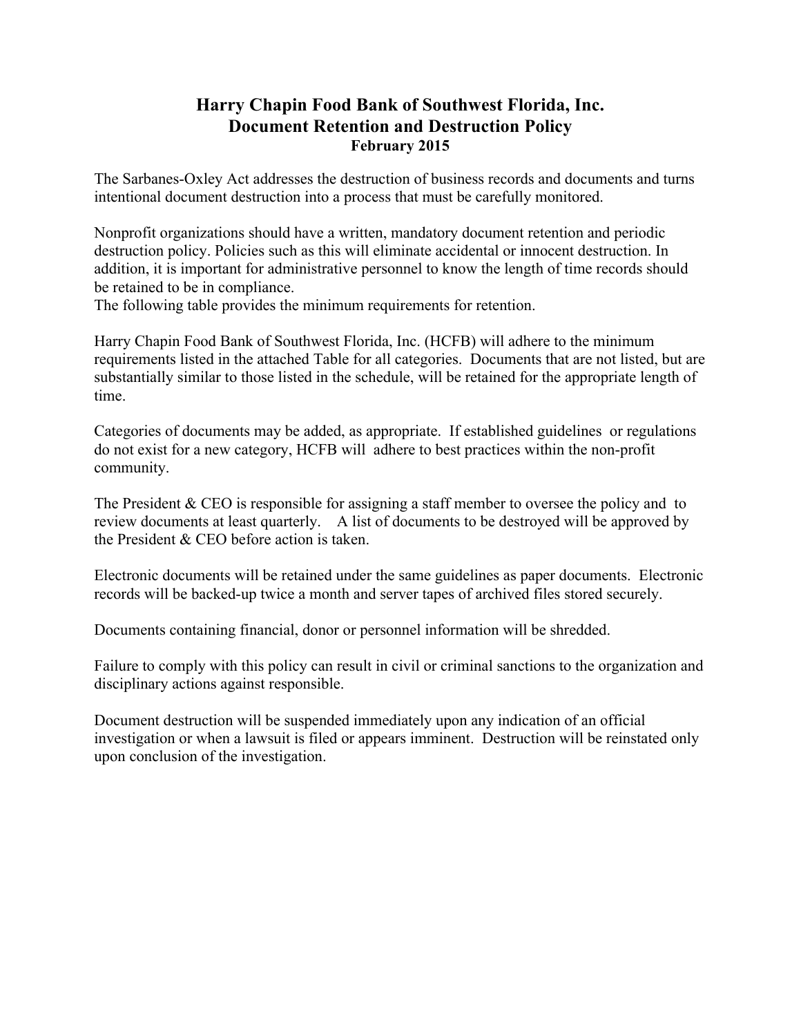# Harry Chapin Food Bank of Southwest Florida, Inc.
## Document Retention and Destruction Policy
### February 2015

The Sarbanes-Oxley Act addresses the destruction of business records and documents and turns intentional document destruction into a process that must be carefully monitored.

Nonprofit organizations should have a written, mandatory document retention and periodic destruction policy. Policies such as this will eliminate accidental or innocent destruction. In addition, it is important for administrative personnel to know the length of time records should be retained to be in compliance.
The following table provides the minimum requirements for retention.

Harry Chapin Food Bank of Southwest Florida, Inc. (HCFB) will adhere to the minimum requirements listed in the attached Table for all categories. Documents that are not listed, but are substantially similar to those listed in the schedule, will be retained for the appropriate length of time.

Categories of documents may be added, as appropriate. If established guidelines or regulations do not exist for a new category, HCFB will adhere to best practices within the non-profit community.

The President & CEO is responsible for assigning a staff member to oversee the policy and to review documents at least quarterly. A list of documents to be destroyed will be approved by the President & CEO before action is taken.

Electronic documents will be retained under the same guidelines as paper documents. Electronic records will be backed-up twice a month and server tapes of archived files stored securely.

Documents containing financial, donor or personnel information will be shredded.

Failure to comply with this policy can result in civil or criminal sanctions to the organization and disciplinary actions against responsible.

Document destruction will be suspended immediately upon any indication of an official investigation or when a lawsuit is filed or appears imminent. Destruction will be reinstated only upon conclusion of the investigation.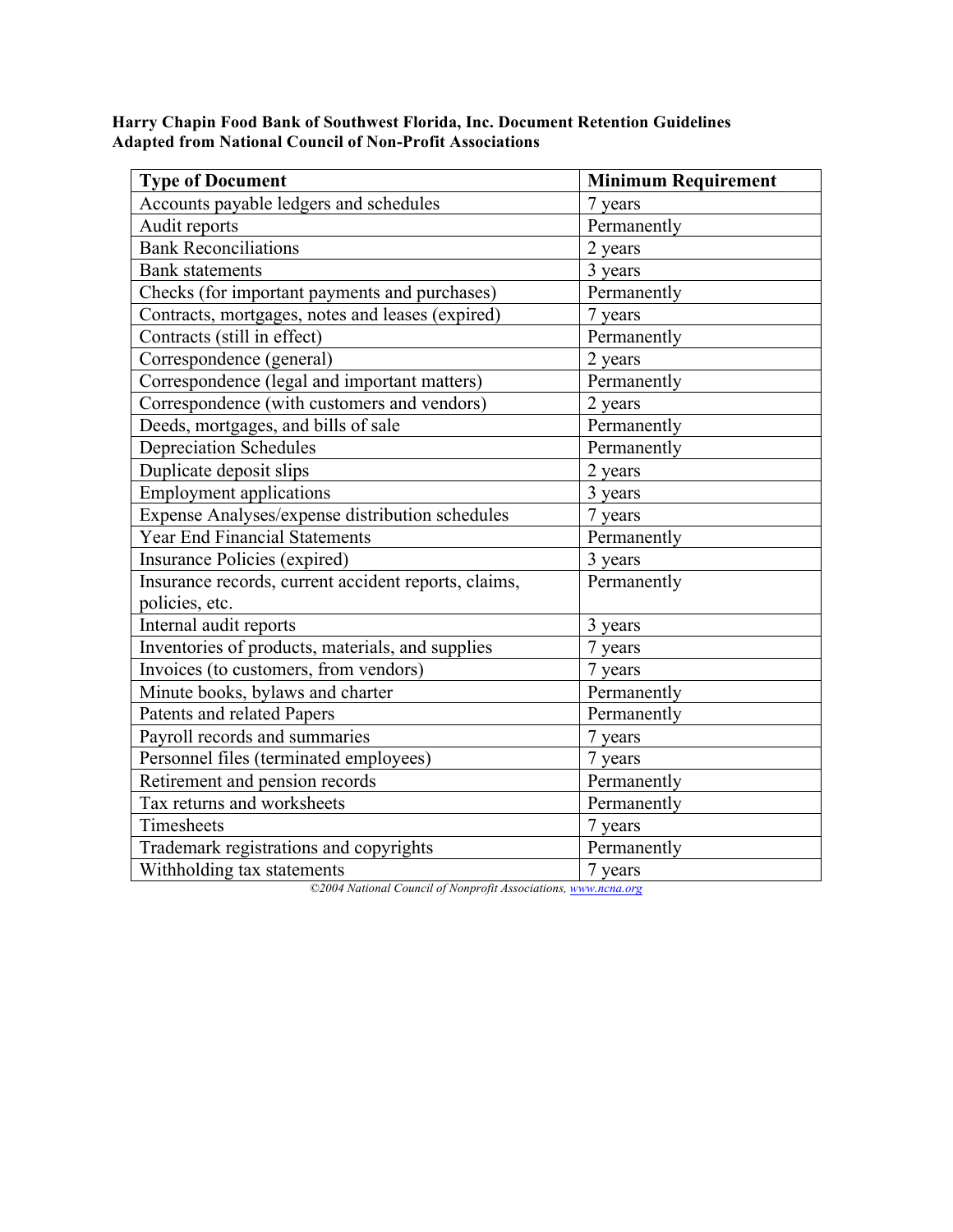**Harry Chapin Food Bank of Southwest Florida, Inc. Document Retention Guidelines**
**Adapted from National Council of Non-Profit Associations**

| Type of Document | Minimum Requirement |
|---|---|
| Accounts payable ledgers and schedules | 7 years |
| Audit reports | Permanently |
| Bank Reconciliations | 2 years |
| Bank statements | 3 years |
| Checks (for important payments and purchases) | Permanently |
| Contracts, mortgages, notes and leases (expired) | 7 years |
| Contracts (still in effect) | Permanently |
| Correspondence (general) | 2 years |
| Correspondence (legal and important matters) | Permanently |
| Correspondence (with customers and vendors) | 2 years |
| Deeds, mortgages, and bills of sale | Permanently |
| Depreciation Schedules | Permanently |
| Duplicate deposit slips | 2 years |
| Employment applications | 3 years |
| Expense Analyses/expense distribution schedules | 7 years |
| Year End Financial Statements | Permanently |
| Insurance Policies (expired) | 3 years |
| Insurance records, current accident reports, claims, policies, etc. | Permanently |
| Internal audit reports | 3 years |
| Inventories of products, materials, and supplies | 7 years |
| Invoices (to customers, from vendors) | 7 years |
| Minute books, bylaws and charter | Permanently |
| Patents and related Papers | Permanently |
| Payroll records and summaries | 7 years |
| Personnel files (terminated employees) | 7 years |
| Retirement and pension records | Permanently |
| Tax returns and worksheets | Permanently |
| Timesheets | 7 years |
| Trademark registrations and copyrights | Permanently |
| Withholding tax statements | 7 years |

*©2004 National Council of Nonprofit Associations, www.ncna.org*